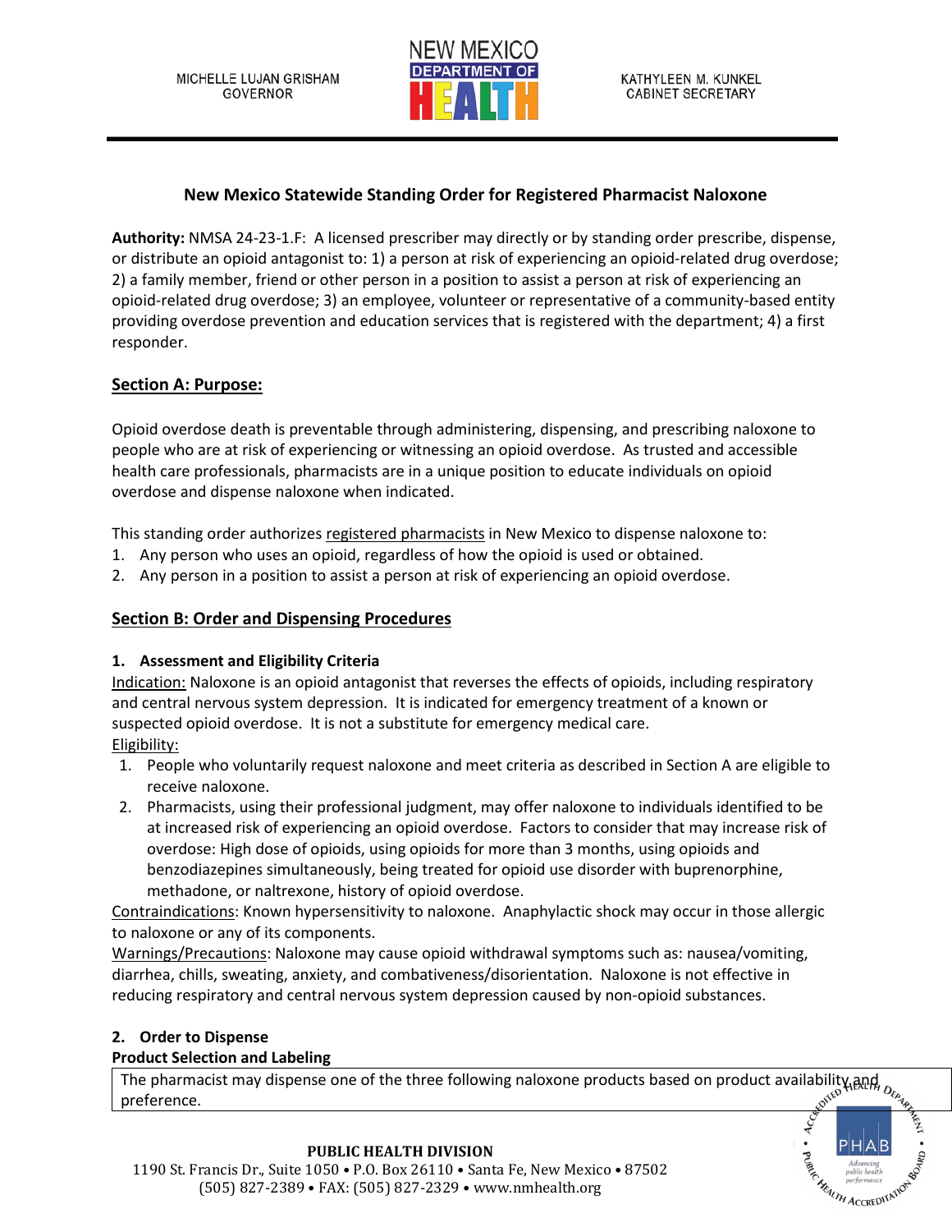MICHELLE LUJAN GRISHAM
GOVERNOR

NEW MEXICO DEPARTMENT OF HEALTH

KATHYLEEN M. KUNKEL
CABINET SECRETARY

## New Mexico Statewide Standing Order for Registered Pharmacist Naloxone

**Authority:** NMSA 24-23-1.F: A licensed prescriber may directly or by standing order prescribe, dispense, or distribute an opioid antagonist to: 1) a person at risk of experiencing an opioid-related drug overdose; 2) a family member, friend or other person in a position to assist a person at risk of experiencing an opioid-related drug overdose; 3) an employee, volunteer or representative of a community-based entity providing overdose prevention and education services that is registered with the department; 4) a first responder.

### Section A: Purpose:

Opioid overdose death is preventable through administering, dispensing, and prescribing naloxone to people who are at risk of experiencing or witnessing an opioid overdose. As trusted and accessible health care professionals, pharmacists are in a unique position to educate individuals on opioid overdose and dispense naloxone when indicated.

This standing order authorizes registered pharmacists in New Mexico to dispense naloxone to:

1. Any person who uses an opioid, regardless of how the opioid is used or obtained.
2. Any person in a position to assist a person at risk of experiencing an opioid overdose.

### Section B: Order and Dispensing Procedures

#### 1. Assessment and Eligibility Criteria

Indication: Naloxone is an opioid antagonist that reverses the effects of opioids, including respiratory and central nervous system depression. It is indicated for emergency treatment of a known or suspected opioid overdose. It is not a substitute for emergency medical care.

Eligibility:

1. People who voluntarily request naloxone and meet criteria as described in Section A are eligible to receive naloxone.
2. Pharmacists, using their professional judgment, may offer naloxone to individuals identified to be at increased risk of experiencing an opioid overdose. Factors to consider that may increase risk of overdose: High dose of opioids, using opioids for more than 3 months, using opioids and benzodiazepines simultaneously, being treated for opioid use disorder with buprenorphine, methadone, or naltrexone, history of opioid overdose.

Contraindications: Known hypersensitivity to naloxone. Anaphylactic shock may occur in those allergic to naloxone or any of its components.

Warnings/Precautions: Naloxone may cause opioid withdrawal symptoms such as: nausea/vomiting, diarrhea, chills, sweating, anxiety, and combativeness/disorientation. Naloxone is not effective in reducing respiratory and central nervous system depression caused by non-opioid substances.

#### 2. Order to Dispense

**Product Selection and Labeling**

| The pharmacist may dispense one of the three following naloxone products based on product availability and preference. |
|---|

PUBLIC HEALTH DIVISION
1190 St. Francis Dr., Suite 1050 • P.O. Box 26110 • Santa Fe, New Mexico • 87502
(505) 827-2389 • FAX: (505) 827-2329 • www.nmhealth.org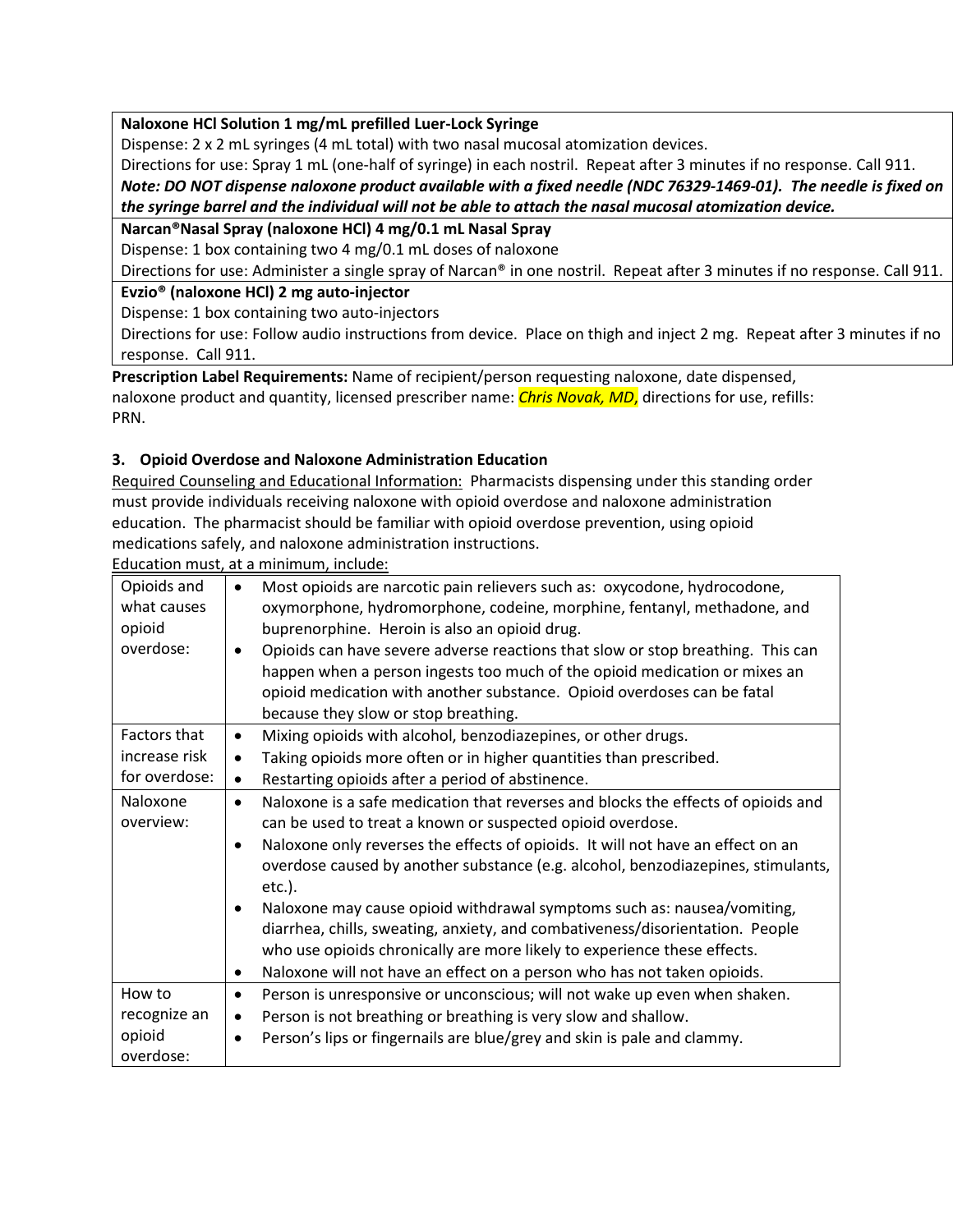| **Naloxone HCl Solution 1 mg/mL prefilled Luer-Lock Syringe**<br>Dispense: 2 x 2 mL syringes (4 mL total) with two nasal mucosal atomization devices.<br>Directions for use: Spray 1 mL (one-half of syringe) in each nostril. Repeat after 3 minutes if no response. Call 911.<br>***Note: DO NOT dispense naloxone product available with a fixed needle (NDC 76329-1469-01). The needle is fixed on the syringe barrel and the individual will not be able to attach the nasal mucosal atomization device.*** |
|---|
| **Narcan®Nasal Spray (naloxone HCl) 4 mg/0.1 mL Nasal Spray**<br>Dispense: 1 box containing two 4 mg/0.1 mL doses of naloxone<br>Directions for use: Administer a single spray of Narcan® in one nostril. Repeat after 3 minutes if no response. Call 911. |
| **Evzio® (naloxone HCl) 2 mg auto-injector**<br>Dispense: 1 box containing two auto-injectors<br>Directions for use: Follow audio instructions from device. Place on thigh and inject 2 mg. Repeat after 3 minutes if no response. Call 911. |

**Prescription Label Requirements:** Name of recipient/person requesting naloxone, date dispensed, naloxone product and quantity, licensed prescriber name: *Chris Novak, MD,* directions for use, refills: PRN.

### 3. Opioid Overdose and Naloxone Administration Education

Required Counseling and Educational Information: Pharmacists dispensing under this standing order must provide individuals receiving naloxone with opioid overdose and naloxone administration education. The pharmacist should be familiar with opioid overdose prevention, using opioid medications safely, and naloxone administration instructions.

Education must, at a minimum, include:

| | |
|---|---|
| Opioids and what causes opioid overdose: | • Most opioids are narcotic pain relievers such as: oxycodone, hydrocodone, oxymorphone, hydromorphone, codeine, morphine, fentanyl, methadone, and buprenorphine. Heroin is also an opioid drug.<br>• Opioids can have severe adverse reactions that slow or stop breathing. This can happen when a person ingests too much of the opioid medication or mixes an opioid medication with another substance. Opioid overdoses can be fatal because they slow or stop breathing. |
| Factors that increase risk for overdose: | • Mixing opioids with alcohol, benzodiazepines, or other drugs.<br>• Taking opioids more often or in higher quantities than prescribed.<br>• Restarting opioids after a period of abstinence. |
| Naloxone overview: | • Naloxone is a safe medication that reverses and blocks the effects of opioids and can be used to treat a known or suspected opioid overdose.<br>• Naloxone only reverses the effects of opioids. It will not have an effect on an overdose caused by another substance (e.g. alcohol, benzodiazepines, stimulants, etc.).<br>• Naloxone may cause opioid withdrawal symptoms such as: nausea/vomiting, diarrhea, chills, sweating, anxiety, and combativeness/disorientation. People who use opioids chronically are more likely to experience these effects.<br>• Naloxone will not have an effect on a person who has not taken opioids. |
| How to recognize an opioid overdose: | • Person is unresponsive or unconscious; will not wake up even when shaken.<br>• Person is not breathing or breathing is very slow and shallow.<br>• Person's lips or fingernails are blue/grey and skin is pale and clammy. |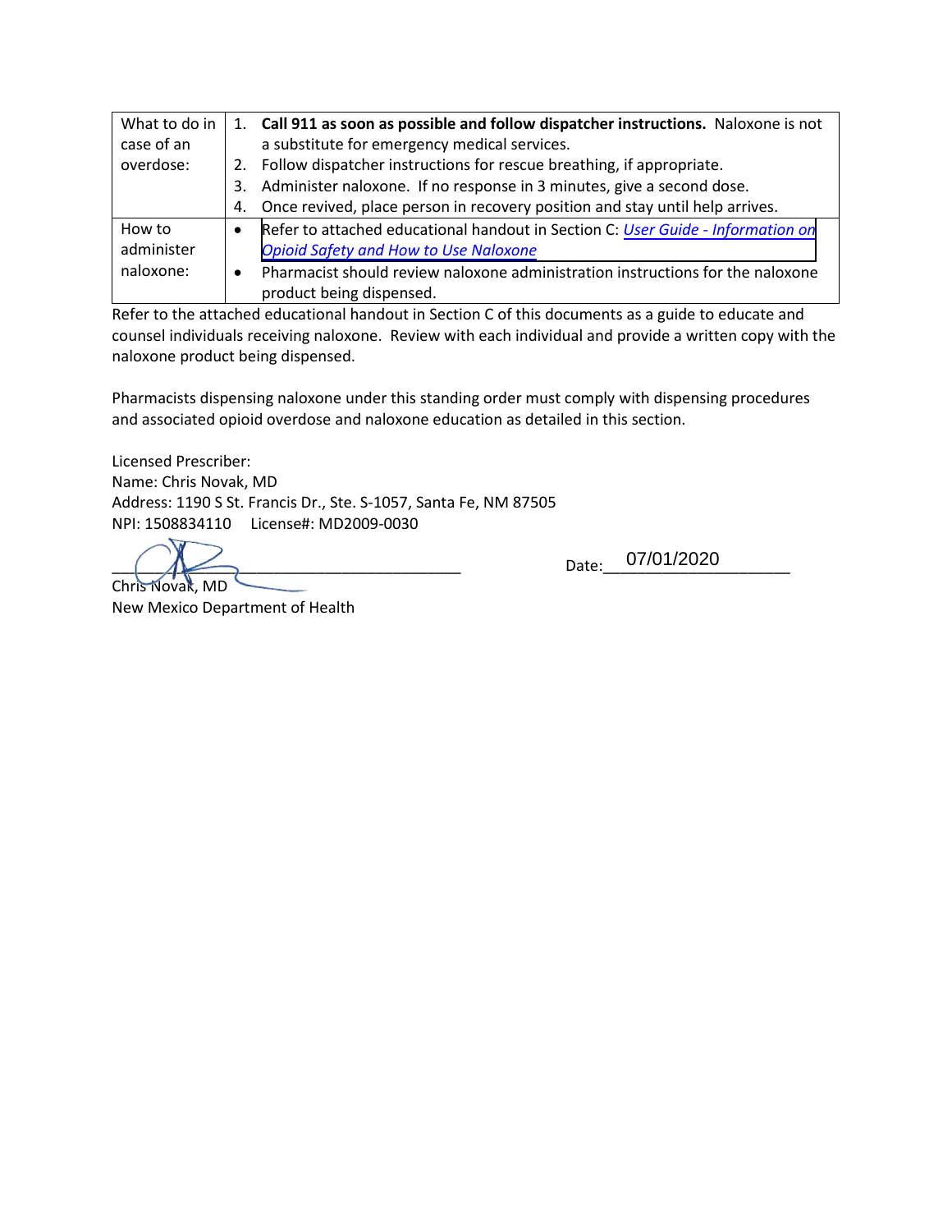| | |
|---|---|
| What to do in case of an overdose: | 1. **Call 911 as soon as possible and follow dispatcher instructions.** Naloxone is not a substitute for emergency medical services.<br>2. Follow dispatcher instructions for rescue breathing, if appropriate.<br>3. Administer naloxone. If no response in 3 minutes, give a second dose.<br>4. Once revived, place person in recovery position and stay until help arrives. |
| How to administer naloxone: | • Refer to attached educational handout in Section C: *User Guide - Information on Opioid Safety and How to Use Naloxone*<br>• Pharmacist should review naloxone administration instructions for the naloxone product being dispensed. |

Refer to the attached educational handout in Section C of this documents as a guide to educate and counsel individuals receiving naloxone. Review with each individual and provide a written copy with the naloxone product being dispensed.

Pharmacists dispensing naloxone under this standing order must comply with dispensing procedures and associated opioid overdose and naloxone education as detailed in this section.

Licensed Prescriber:
Name: Chris Novak, MD
Address: 1190 S St. Francis Dr., Ste. S-1057, Santa Fe, NM 87505
NPI: 1508834110 License#: MD2009-0030

______________________________ Date: 07/01/2020
Chris Novak, MD
New Mexico Department of Health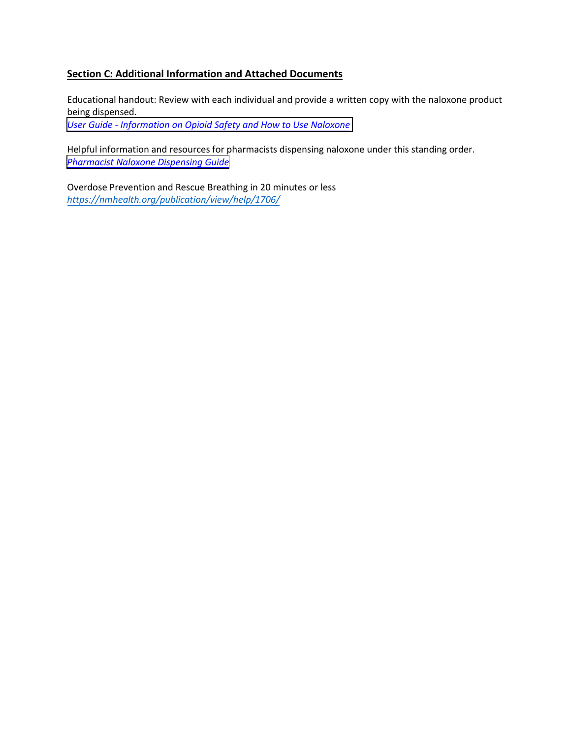**Section C: Additional Information and Attached Documents**

Educational handout: Review with each individual and provide a written copy with the naloxone product being dispensed.
*User Guide - Information on Opioid Safety and How to Use Naloxone*

Helpful information and resources for pharmacists dispensing naloxone under this standing order.
*Pharmacist Naloxone Dispensing Guide*

Overdose Prevention and Rescue Breathing in 20 minutes or less
*https://nmhealth.org/publication/view/help/1706/*